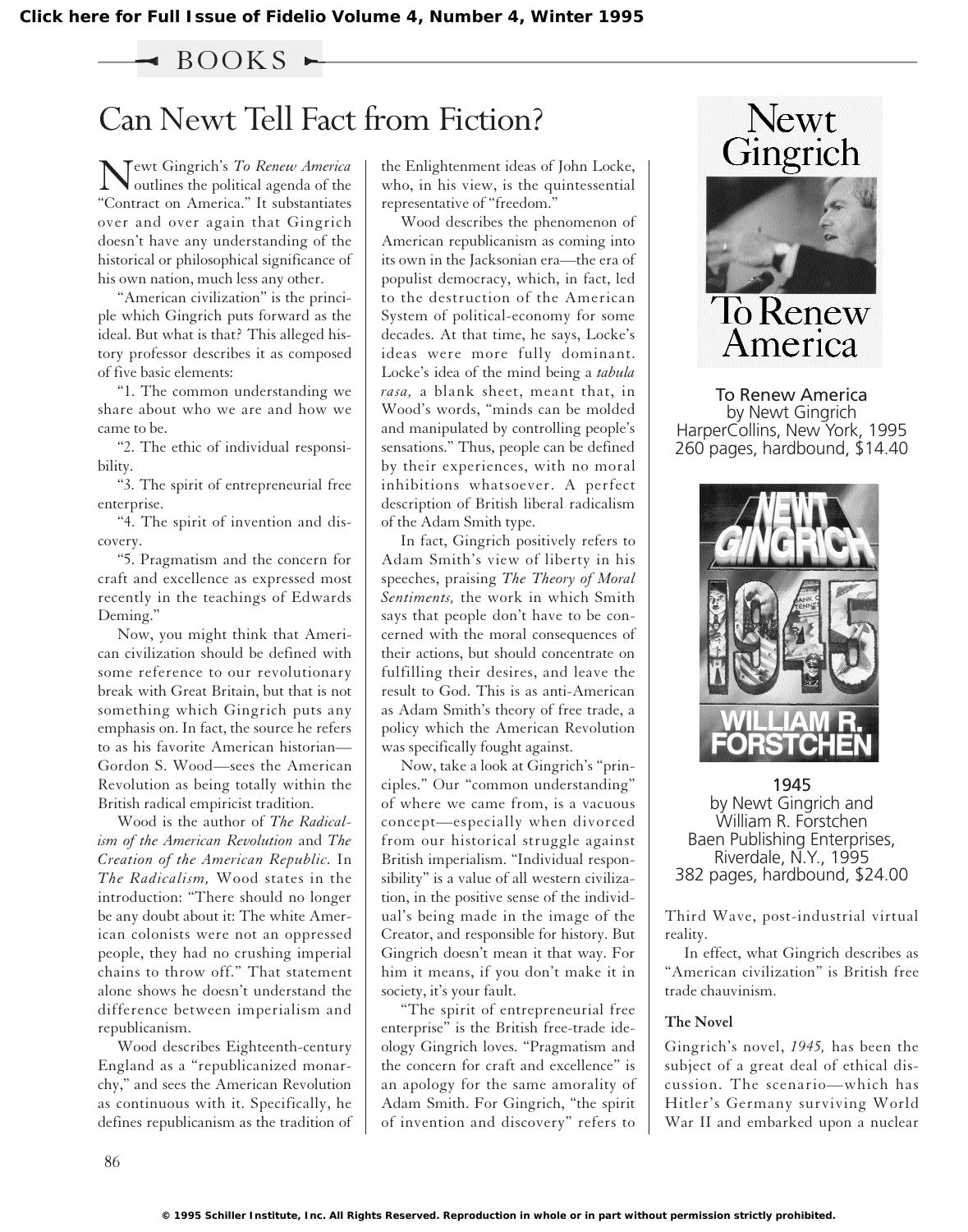Click here for Full Issue of Fidelio Volume 4, Number 4, Winter 1995

BOOKS

# Can Newt Tell Fact from Fiction?

Newt Gingrich's *To Renew America* outlines the political agenda of the "Contract on America." It substantiates over and over again that Gingrich doesn't have any understanding of the historical or philosophical significance of his own nation, much less any other.

"American civilization" is the principle which Gingrich puts forward as the ideal. But what is that? This alleged history professor describes it as composed of five basic elements:

"1. The common understanding we share about who we are and how we came to be.

"2. The ethic of individual responsibility.

"3. The spirit of entrepreneurial free enterprise.

"4. The spirit of invention and discovery.

"5. Pragmatism and the concern for craft and excellence as expressed most recently in the teachings of Edwards Deming."

Now, you might think that American civilization should be defined with some reference to our revolutionary break with Great Britain, but that is not something which Gingrich puts any emphasis on. In fact, the source he refers to as his favorite American historian—Gordon S. Wood—sees the American Revolution as being totally within the British radical empiricist tradition.

Wood is the author of *The Radicalism of the American Revolution* and *The Creation of the American Republic.* In *The Radicalism,* Wood states in the introduction: "There should no longer be any doubt about it: The white American colonists were not an oppressed people, they had no crushing imperial chains to throw off." That statement alone shows he doesn't understand the difference between imperialism and republicanism.

Wood describes Eighteenth-century England as a "republicanized monarchy," and sees the American Revolution as continuous with it. Specifically, he defines republicanism as the tradition of the Enlightenment ideas of John Locke, who, in his view, is the quintessential representative of "freedom."

Wood describes the phenomenon of American republicanism as coming into its own in the Jacksonian era—the era of populist democracy, which, in fact, led to the destruction of the American System of political-economy for some decades. At that time, he says, Locke's ideas were more fully dominant. Locke's idea of the mind being a *tabula rasa,* a blank sheet, meant that, in Wood's words, "minds can be molded and manipulated by controlling people's sensations." Thus, people can be defined by their experiences, with no moral inhibitions whatsoever. A perfect description of British liberal radicalism of the Adam Smith type.

In fact, Gingrich positively refers to Adam Smith's view of liberty in his speeches, praising *The Theory of Moral Sentiments,* the work in which Smith says that people don't have to be concerned with the moral consequences of their actions, but should concentrate on fulfilling their desires, and leave the result to God. This is as anti-American as Adam Smith's theory of free trade, a policy which the American Revolution was specifically fought against.

Now, take a look at Gingrich's "principles." Our "common understanding" of where we came from, is a vacuous concept—especially when divorced from our historical struggle against British imperialism. "Individual responsibility" is a value of all western civilization, in the positive sense of the individual's being made in the image of the Creator, and responsible for history. But Gingrich doesn't mean it that way. For him it means, if you don't make it in society, it's your fault.

"The spirit of entrepreneurial free enterprise" is the British free-trade ideology Gingrich loves. "Pragmatism and the concern for craft and excellence" is an apology for the same amorality of Adam Smith. For Gingrich, "the spirit of invention and discovery" refers to Third Wave, post-industrial virtual reality.

In effect, what Gingrich describes as "American civilization" is British free trade chauvinism.

**To Renew America**
by Newt Gingrich
HarperCollins, New York, 1995
260 pages, hardbound, $14.40

**1945**
by Newt Gingrich and
William R. Forstchen
Baen Publishing Enterprises,
Riverdale, N.Y., 1995
382 pages, hardbound, $24.00

### The Novel

Gingrich's novel, *1945,* has been the subject of a great deal of ethical discussion. The scenario—which has Hitler's Germany surviving World War II and embarked upon a nuclear

© 1995 Schiller Institute, Inc. All Rights Reserved. Reproduction in whole or in part without permission strictly prohibited.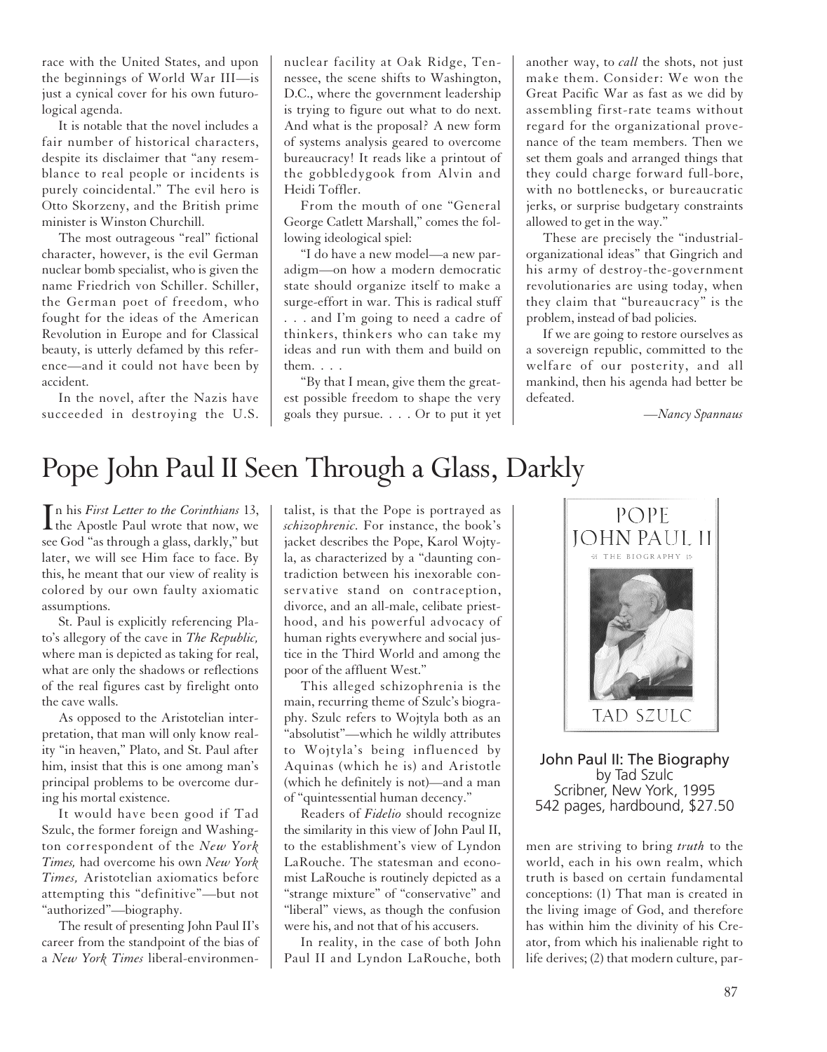race with the United States, and upon the beginnings of World War III—is just a cynical cover for his own futurological agenda.

It is notable that the novel includes a fair number of historical characters, despite its disclaimer that "any resemblance to real people or incidents is purely coincidental." The evil hero is Otto Skorzeny, and the British prime minister is Winston Churchill.

The most outrageous "real" fictional character, however, is the evil German nuclear bomb specialist, who is given the name Friedrich von Schiller. Schiller, the German poet of freedom, who fought for the ideas of the American Revolution in Europe and for Classical beauty, is utterly defamed by this reference—and it could not have been by accident.

In the novel, after the Nazis have succeeded in destroying the U.S. nuclear facility at Oak Ridge, Tennessee, the scene shifts to Washington, D.C., where the government leadership is trying to figure out what to do next. And what is the proposal? A new form of systems analysis geared to overcome bureaucracy! It reads like a printout of the gobbledygook from Alvin and Heidi Toffler.

From the mouth of one "General George Catlett Marshall," comes the following ideological spiel:

"I do have a new model—a new paradigm—on how a modern democratic state should organize itself to make a surge-effort in war. This is radical stuff . . . and I'm going to need a cadre of thinkers, thinkers who can take my ideas and run with them and build on them. . . .

"By that I mean, give them the greatest possible freedom to shape the very goals they pursue. . . . Or to put it yet another way, to *call* the shots, not just make them. Consider: We won the Great Pacific War as fast as we did by assembling first-rate teams without regard for the organizational provenance of the team members. Then we set them goals and arranged things that they could charge forward full-bore, with no bottlenecks, or bureaucratic jerks, or surprise budgetary constraints allowed to get in the way."

These are precisely the "industrial-organizational ideas" that Gingrich and his army of destroy-the-government revolutionaries are using today, when they claim that "bureaucracy" is the problem, instead of bad policies.

If we are going to restore ourselves as a sovereign republic, committed to the welfare of our posterity, and all mankind, then his agenda had better be defeated.

—*Nancy Spannaus*

# Pope John Paul II Seen Through a Glass, Darkly

In his *First Letter to the Corinthians* 13, the Apostle Paul wrote that now, we see God "as through a glass, darkly," but later, we will see Him face to face. By this, he meant that our view of reality is colored by our own faulty axiomatic assumptions.

St. Paul is explicitly referencing Plato's allegory of the cave in *The Republic,* where man is depicted as taking for real, what are only the shadows or reflections of the real figures cast by firelight onto the cave walls.

As opposed to the Aristotelian interpretation, that man will only know reality "in heaven," Plato, and St. Paul after him, insist that this is one among man's principal problems to be overcome during his mortal existence.

It would have been good if Tad Szulc, the former foreign and Washington correspondent of the *New York Times,* had overcome his own *New York Times,* Aristotelian axiomatics before attempting this "definitive"—but not "authorized"—biography.

The result of presenting John Paul II's career from the standpoint of the bias of a *New York Times* liberal-environmentalist, is that the Pope is portrayed as *schizophrenic.* For instance, the book's jacket describes the Pope, Karol Wojtyla, as characterized by a "daunting contradiction between his inexorable conservative stand on contraception, divorce, and an all-male, celibate priesthood, and his powerful advocacy of human rights everywhere and social justice in the Third World and among the poor of the affluent West."

This alleged schizophrenia is the main, recurring theme of Szulc's biography. Szulc refers to Wojtyla both as an "absolutist"—which he wildly attributes to Wojtyla's being influenced by Aquinas (which he is) and Aristotle (which he definitely is not)—and a man of "quintessential human decency."

Readers of *Fidelio* should recognize the similarity in this view of John Paul II, to the establishment's view of Lyndon LaRouche. The statesman and economist LaRouche is routinely depicted as a "strange mixture" of "conservative" and "liberal" views, as though the confusion were his, and not that of his accusers.

In reality, in the case of both John Paul II and Lyndon LaRouche, both men are striving to bring *truth* to the world, each in his own realm, which truth is based on certain fundamental conceptions: (1) That man is created in the living image of God, and therefore has within him the divinity of his Creator, from which his inalienable right to life derives; (2) that modern culture, par-

POPE JOHN PAUL II
THE BIOGRAPHY
TAD SZULC

**John Paul II: The Biography**
by Tad Szulc
Scribner, New York, 1995
542 pages, hardbound, $27.50